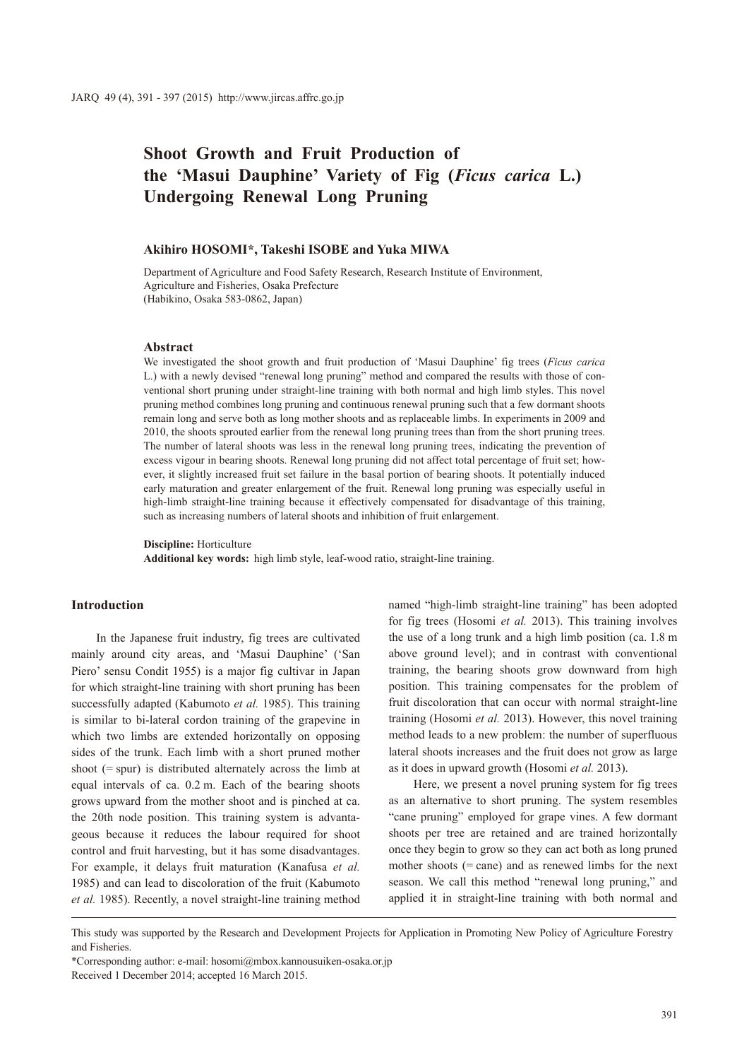# Shoot Growth and Fruit Production of the 'Masui Dauphine' Variety of Fig (*Ficus carica* L.) Undergoing Renewal Long Pruning

**Akihiro HOSOMI\*, Takeshi ISOBE and Yuka MIWA**

Department of Agriculture and Food Safety Research, Research Institute of Environment, Agriculture and Fisheries, Osaka Prefecture
(Habikino, Osaka 583-8862, Japan)

## Abstract

We investigated the shoot growth and fruit production of 'Masui Dauphine' fig trees (*Ficus carica* L.) with a newly devised "renewal long pruning" method and compared the results with those of conventional short pruning under straight-line training with both normal and high limb styles. This novel pruning method combines long pruning and continuous renewal pruning such that a few dormant shoots remain long and serve both as long mother shoots and as replaceable limbs. In experiments in 2009 and 2010, the shoots sprouted earlier from the renewal long pruning trees than from the short pruning trees. The number of lateral shoots was less in the renewal long pruning trees, indicating the prevention of excess vigour in bearing shoots. Renewal long pruning did not affect total percentage of fruit set; however, it slightly increased fruit set failure in the basal portion of bearing shoots. It potentially induced early maturation and greater enlargement of the fruit. Renewal long pruning was especially useful in high-limb straight-line training because it effectively compensated for disadvantage of this training, such as increasing numbers of lateral shoots and inhibition of fruit enlargement.

**Discipline:** Horticulture
**Additional key words:** high limb style, leaf-wood ratio, straight-line training.

## Introduction

In the Japanese fruit industry, fig trees are cultivated mainly around city areas, and 'Masui Dauphine' ('San Piero' sensu Condit 1955) is a major fig cultivar in Japan for which straight-line training with short pruning has been successfully adapted (Kabumoto *et al.* 1985). This training is similar to bi-lateral cordon training of the grapevine in which two limbs are extended horizontally on opposing sides of the trunk. Each limb with a short pruned mother shoot (= spur) is distributed alternately across the limb at equal intervals of ca. 0.2 m. Each of the bearing shoots grows upward from the mother shoot and is pinched at ca. the 20th node position. This training system is advantageous because it reduces the labour required for shoot control and fruit harvesting, but it has some disadvantages. For example, it delays fruit maturation (Kanafusa *et al.* 1985) and can lead to discoloration of the fruit (Kabumoto *et al.* 1985). Recently, a novel straight-line training method named "high-limb straight-line training" has been adopted for fig trees (Hosomi *et al.* 2013). This training involves the use of a long trunk and a high limb position (ca. 1.8 m above ground level); and in contrast with conventional training, the bearing shoots grow downward from high position. This training compensates for the problem of fruit discoloration that can occur with normal straight-line training (Hosomi *et al.* 2013). However, this novel training method leads to a new problem: the number of superfluous lateral shoots increases and the fruit does not grow as large as it does in upward growth (Hosomi *et al.* 2013).

Here, we present a novel pruning system for fig trees as an alternative to short pruning. The system resembles "cane pruning" employed for grape vines. A few dormant shoots per tree are retained and are trained horizontally once they begin to grow so they can act both as long pruned mother shoots (= cane) and as renewed limbs for the next season. We call this method "renewal long pruning," and applied it in straight-line training with both normal and

---

This study was supported by the Research and Development Projects for Application in Promoting New Policy of Agriculture Forestry and Fisheries.

\*Corresponding author: e-mail: hosomi@mbox.kannousuiken-osaka.or.jp

Received 1 December 2014; accepted 16 March 2015.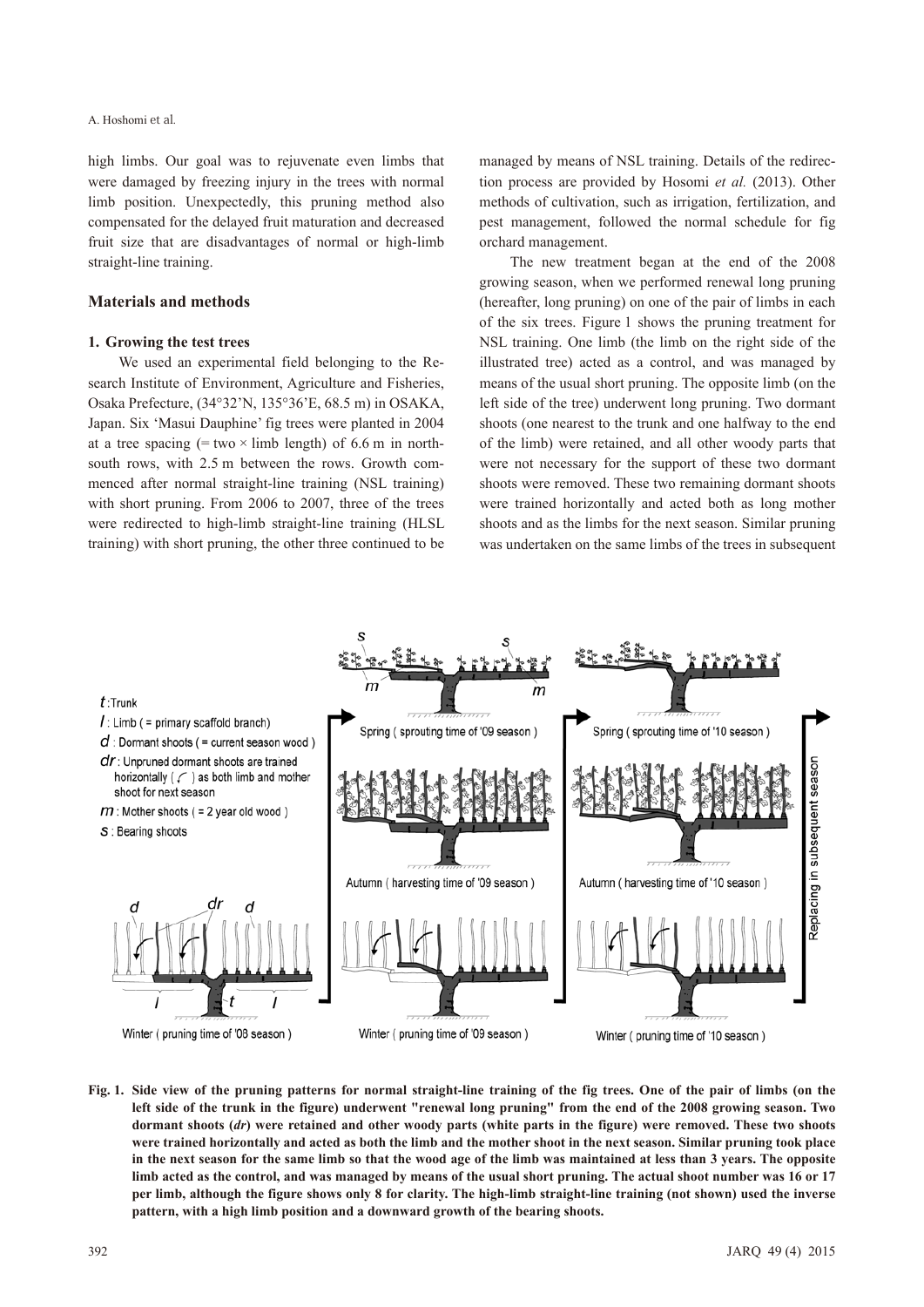high limbs. Our goal was to rejuvenate even limbs that were damaged by freezing injury in the trees with normal limb position. Unexpectedly, this pruning method also compensated for the delayed fruit maturation and decreased fruit size that are disadvantages of normal or high-limb straight-line training.

## Materials and methods

### 1. Growing the test trees

We used an experimental field belonging to the Research Institute of Environment, Agriculture and Fisheries, Osaka Prefecture, (34°32'N, 135°36'E, 68.5 m) in OSAKA, Japan. Six 'Masui Dauphine' fig trees were planted in 2004 at a tree spacing (= two × limb length) of 6.6 m in north-south rows, with 2.5 m between the rows. Growth commenced after normal straight-line training (NSL training) with short pruning. From 2006 to 2007, three of the trees were redirected to high-limb straight-line training (HLSL training) with short pruning, the other three continued to be managed by means of NSL training. Details of the redirection process are provided by Hosomi *et al.* (2013). Other methods of cultivation, such as irrigation, fertilization, and pest management, followed the normal schedule for fig orchard management.

The new treatment began at the end of the 2008 growing season, when we performed renewal long pruning (hereafter, long pruning) on one of the pair of limbs in each of the six trees. Figure 1 shows the pruning treatment for NSL training. One limb (the limb on the right side of the illustrated tree) acted as a control, and was managed by means of the usual short pruning. The opposite limb (on the left side of the tree) underwent long pruning. Two dormant shoots (one nearest to the trunk and one halfway to the end of the limb) were retained, and all other woody parts that were not necessary for the support of these two dormant shoots were removed. These two remaining dormant shoots were trained horizontally and acted both as long mother shoots and as the limbs for the next season. Similar pruning was undertaken on the same limbs of the trees in subsequent

**Fig. 1. Side view of the pruning patterns for normal straight-line training of the fig trees. One of the pair of limbs (on the left side of the trunk in the figure) underwent "renewal long pruning" from the end of the 2008 growing season. Two dormant shoots (*dr*) were retained and other woody parts (white parts in the figure) were removed. These two shoots were trained horizontally and acted as both the limb and the mother shoot in the next season. Similar pruning took place in the next season for the same limb so that the wood age of the limb was maintained at less than 3 years. The opposite limb acted as the control, and was managed by means of the usual short pruning. The actual shoot number was 16 or 17 per limb, although the figure shows only 8 for clarity. The high-limb straight-line training (not shown) used the inverse pattern, with a high limb position and a downward growth of the bearing shoots.**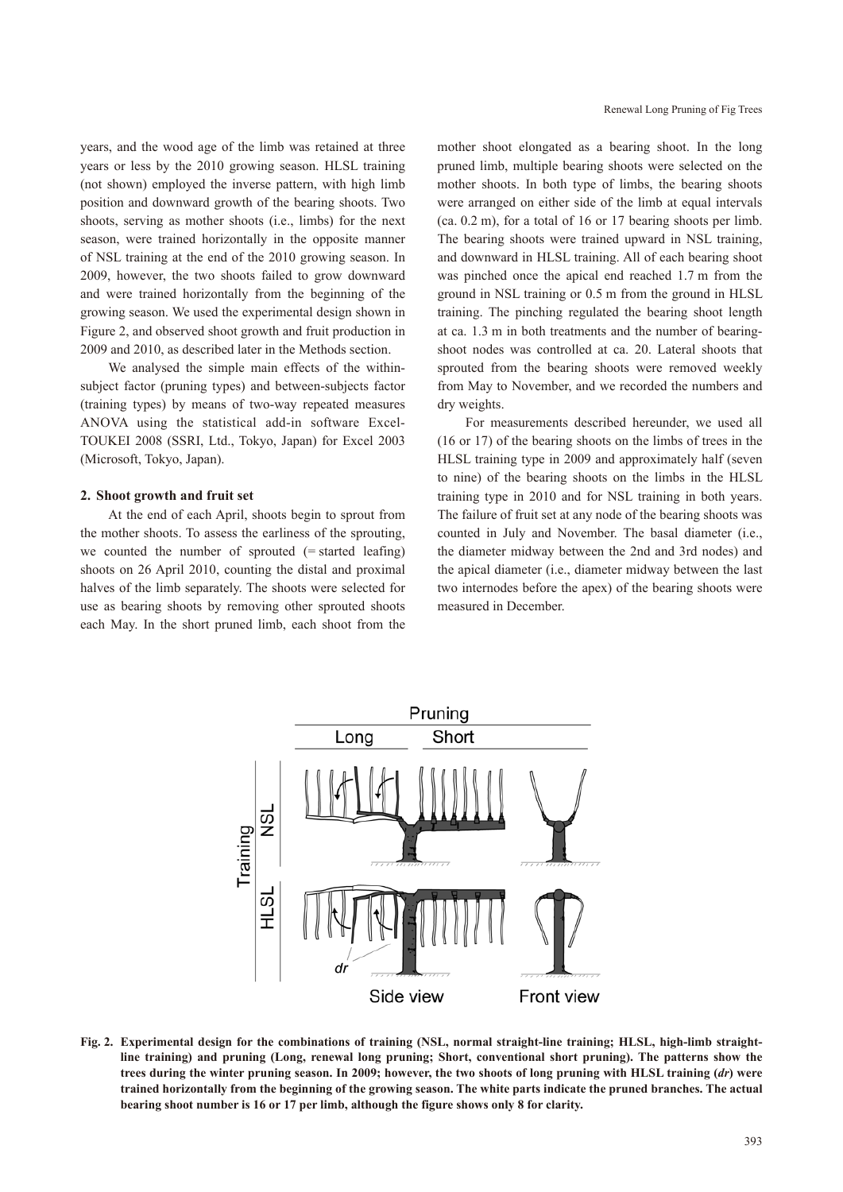years, and the wood age of the limb was retained at three years or less by the 2010 growing season. HLSL training (not shown) employed the inverse pattern, with high limb position and downward growth of the bearing shoots. Two shoots, serving as mother shoots (i.e., limbs) for the next season, were trained horizontally in the opposite manner of NSL training at the end of the 2010 growing season. In 2009, however, the two shoots failed to grow downward and were trained horizontally from the beginning of the growing season. We used the experimental design shown in Figure 2, and observed shoot growth and fruit production in 2009 and 2010, as described later in the Methods section.

We analysed the simple main effects of the within-subject factor (pruning types) and between-subjects factor (training types) by means of two-way repeated measures ANOVA using the statistical add-in software Excel-TOUKEI 2008 (SSRI, Ltd., Tokyo, Japan) for Excel 2003 (Microsoft, Tokyo, Japan).

## 2. Shoot growth and fruit set

At the end of each April, shoots begin to sprout from the mother shoots. To assess the earliness of the sprouting, we counted the number of sprouted (= started leafing) shoots on 26 April 2010, counting the distal and proximal halves of the limb separately. The shoots were selected for use as bearing shoots by removing other sprouted shoots each May. In the short pruned limb, each shoot from the mother shoot elongated as a bearing shoot. In the long pruned limb, multiple bearing shoots were selected on the mother shoots. In both type of limbs, the bearing shoots were arranged on either side of the limb at equal intervals (ca. 0.2 m), for a total of 16 or 17 bearing shoots per limb. The bearing shoots were trained upward in NSL training, and downward in HLSL training. All of each bearing shoot was pinched once the apical end reached 1.7 m from the ground in NSL training or 0.5 m from the ground in HLSL training. The pinching regulated the bearing shoot length at ca. 1.3 m in both treatments and the number of bearing-shoot nodes was controlled at ca. 20. Lateral shoots that sprouted from the bearing shoots were removed weekly from May to November, and we recorded the numbers and dry weights.

For measurements described hereunder, we used all (16 or 17) of the bearing shoots on the limbs of trees in the HLSL training type in 2009 and approximately half (seven to nine) of the bearing shoots on the limbs in the HLSL training type in 2010 and for NSL training in both years. The failure of fruit set at any node of the bearing shoots was counted in July and November. The basal diameter (i.e., the diameter midway between the 2nd and 3rd nodes) and the apical diameter (i.e., diameter midway between the last two internodes before the apex) of the bearing shoots were measured in December.

**Fig. 2. Experimental design for the combinations of training (NSL, normal straight-line training; HLSL, high-limb straight-line training) and pruning (Long, renewal long pruning; Short, conventional short pruning). The patterns show the trees during the winter pruning season. In 2009; however, the two shoots of long pruning with HLSL training (*dr*) were trained horizontally from the beginning of the growing season. The white parts indicate the pruned branches. The actual bearing shoot number is 16 or 17 per limb, although the figure shows only 8 for clarity.**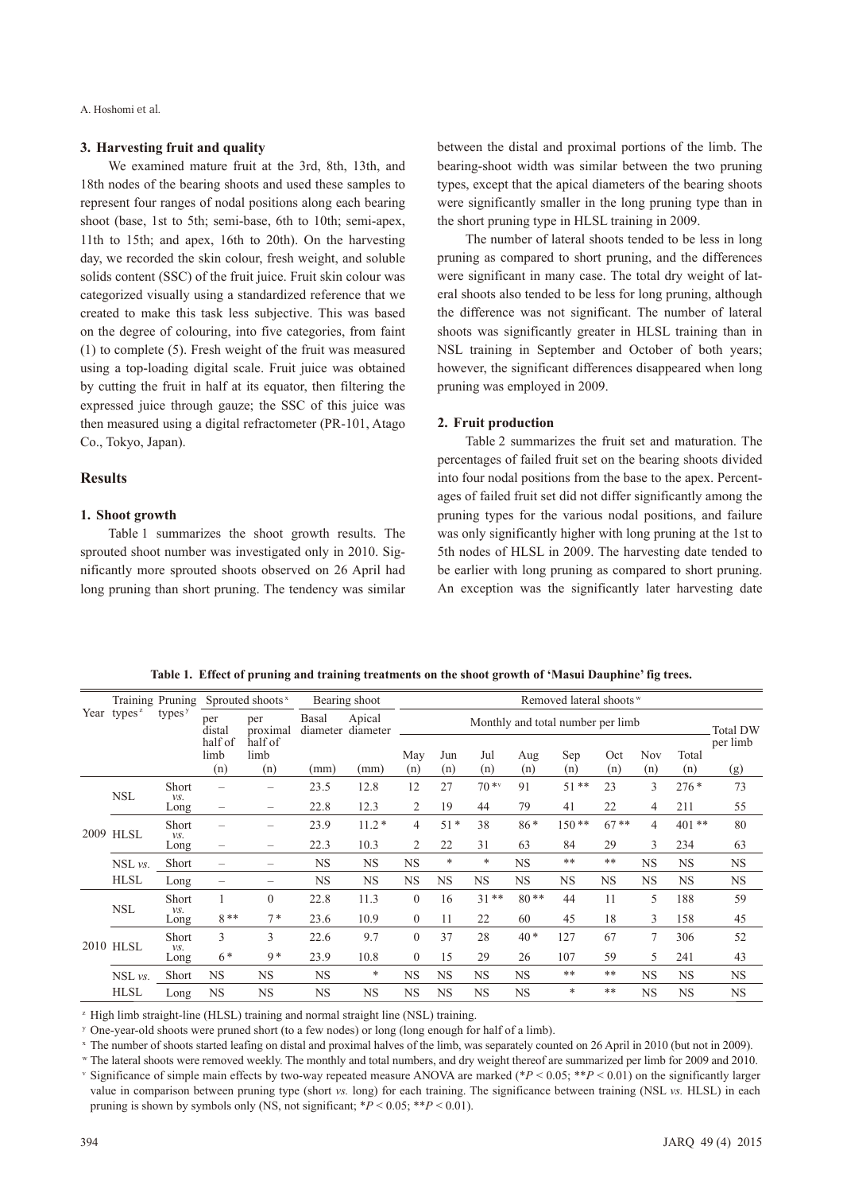### 3. Harvesting fruit and quality

We examined mature fruit at the 3rd, 8th, 13th, and 18th nodes of the bearing shoots and used these samples to represent four ranges of nodal positions along each bearing shoot (base, 1st to 5th; semi-base, 6th to 10th; semi-apex, 11th to 15th; and apex, 16th to 20th). On the harvesting day, we recorded the skin colour, fresh weight, and soluble solids content (SSC) of the fruit juice. Fruit skin colour was categorized visually using a standardized reference that we created to make this task less subjective. This was based on the degree of colouring, into five categories, from faint (1) to complete (5). Fresh weight of the fruit was measured using a top-loading digital scale. Fruit juice was obtained by cutting the fruit in half at its equator, then filtering the expressed juice through gauze; the SSC of this juice was then measured using a digital refractometer (PR-101, Atago Co., Tokyo, Japan).

## Results

### 1. Shoot growth

Table 1 summarizes the shoot growth results. The sprouted shoot number was investigated only in 2010. Significantly more sprouted shoots observed on 26 April had long pruning than short pruning. The tendency was similar between the distal and proximal portions of the limb. The bearing-shoot width was similar between the two pruning types, except that the apical diameters of the bearing shoots were significantly smaller in the long pruning type than in the short pruning type in HLSL training in 2009.

The number of lateral shoots tended to be less in long pruning as compared to short pruning, and the differences were significant in many case. The total dry weight of lateral shoots also tended to be less for long pruning, although the difference was not significant. The number of lateral shoots was significantly greater in HLSL training than in NSL training in September and October of both years; however, the significant differences disappeared when long pruning was employed in 2009.

### 2. Fruit production

Table 2 summarizes the fruit set and maturation. The percentages of failed fruit set on the bearing shoots divided into four nodal positions from the base to the apex. Percentages of failed fruit set did not differ significantly among the pruning types for the various nodal positions, and failure was only significantly higher with long pruning at the 1st to 5th nodes of HLSL in 2009. The harvesting date tended to be earlier with long pruning as compared to short pruning. An exception was the significantly later harvesting date

**Table 1. Effect of pruning and training treatments on the shoot growth of 'Masui Dauphine' fig trees.**

| Year | Training types[z] | Pruning types[y] | Sprouted shoots[x] | | Bearing shoot | | Removed lateral shoots[w] | | | | | | | | |
|---|---|---|---|---|---|---|---|---|---|---|---|---|---|---|---|
| | | | per distal half of limb | per proximal half of limb | Basal diameter | Apical diameter | Monthly and total number per limb | | | | | | | | Total DW per limb |
| | | | | | | | May | Jun | Jul | Aug | Sep | Oct | Nov | Total | |
| | | | (n) | (n) | (mm) | (mm) | (n) | (n) | (n) | (n) | (n) | (n) | (n) | (n) | (g) |
| 2009 | NSL | Short *vs.* | – | – | 23.5 | 12.8 | 12 | 27 | 70 *[v] | 91 | 51 ** | 23 | 3 | 276 * | 73 |
| | | Long | – | – | 22.8 | 12.3 | 2 | 19 | 44 | 79 | 41 | 22 | 4 | 211 | 55 |
| | HLSL | Short *vs.* | – | – | 23.9 | 11.2 * | 4 | 51 * | 38 | 86 * | 150 ** | 67 ** | 4 | 401 ** | 80 |
| | | Long | – | – | 22.3 | 10.3 | 2 | 22 | 31 | 63 | 84 | 29 | 3 | 234 | 63 |
| | NSL *vs.* HLSL | Short | – | – | NS | NS | NS | * | * | NS | ** | ** | NS | NS | NS |
| | | Long | – | – | NS | NS | NS | NS | NS | NS | NS | NS | NS | NS | NS |
| 2010 | NSL | Short *vs.* | 1 | 0 | 22.8 | 11.3 | 0 | 16 | 31 ** | 80 ** | 44 | 11 | 5 | 188 | 59 |
| | | Long | 8 ** | 7 * | 23.6 | 10.9 | 0 | 11 | 22 | 60 | 45 | 18 | 3 | 158 | 45 |
| | HLSL | Short *vs.* | 3 | 3 | 22.6 | 9.7 | 0 | 37 | 28 | 40 * | 127 | 67 | 7 | 306 | 52 |
| | | Long | 6 * | 9 * | 23.9 | 10.8 | 0 | 15 | 29 | 26 | 107 | 59 | 5 | 241 | 43 |
| | NSL *vs.* HLSL | Short | NS | NS | NS | * | NS | NS | NS | NS | ** | ** | NS | NS | NS |
| | | Long | NS | NS | NS | NS | NS | NS | NS | NS | * | ** | NS | NS | NS |

[z] High limb straight-line (HLSL) training and normal straight line (NSL) training.

[y] One-year-old shoots were pruned short (to a few nodes) or long (long enough for half of a limb).

[x] The number of shoots started leafing on distal and proximal halves of the limb, was separately counted on 26 April in 2010 (but not in 2009).

[w] The lateral shoots were removed weekly. The monthly and total numbers, and dry weight thereof are summarized per limb for 2009 and 2010.

[v] Significance of simple main effects by two-way repeated measure ANOVA are marked (*$P < 0.05$; **$P < 0.01$) on the significantly larger value in comparison between pruning type (short *vs.* long) for each training. The significance between training (NSL *vs.* HLSL) in each pruning is shown by symbols only (NS, not significant; *$P < 0.05$; **$P < 0.01$).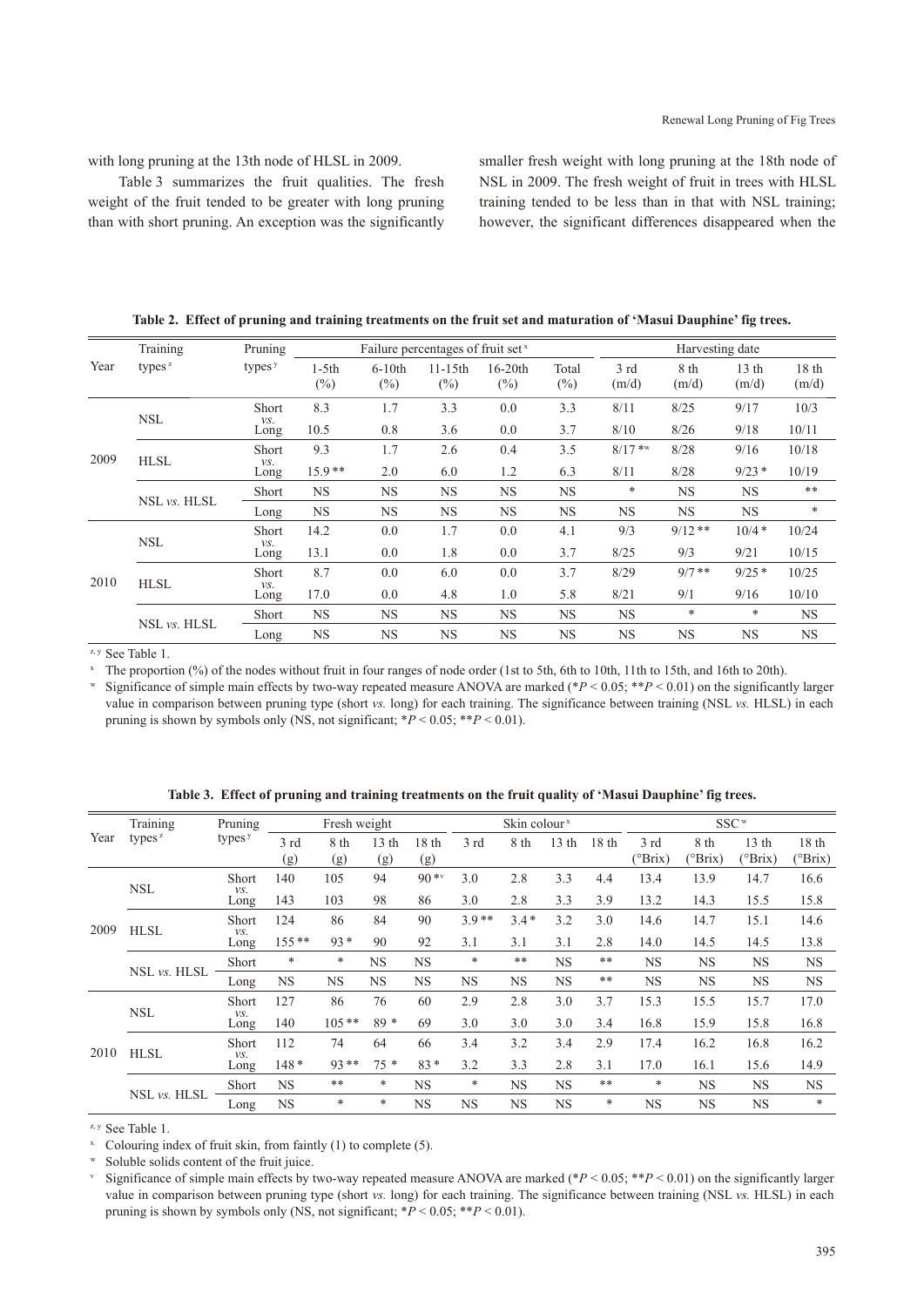with long pruning at the 13th node of HLSL in 2009.

Table 3 summarizes the fruit qualities. The fresh weight of the fruit tended to be greater with long pruning than with short pruning. An exception was the significantly smaller fresh weight with long pruning at the 18th node of NSL in 2009. The fresh weight of fruit in trees with HLSL training tended to be less than in that with NSL training; however, the significant differences disappeared when the

**Table 2. Effect of pruning and training treatments on the fruit set and maturation of 'Masui Dauphine' fig trees.**

| Year | Training types[z] | Pruning types[y] | Failure percentages of fruit set[x] | | | | | Harvesting date | | | |
|---|---|---|---|---|---|---|---|---|---|---|---|
| | | | 1-5th (%) | 6-10th (%) | 11-15th (%) | 16-20th (%) | Total (%) | 3 rd (m/d) | 8 th (m/d) | 13 th (m/d) | 18 th (m/d) |
| 2009 | NSL | Short | 8.3 | 1.7 | 3.3 | 0.0 | 3.3 | 8/11 | 8/25 | 9/17 | 10/3 |
| | | *vs.* Long | 10.5 | 0.8 | 3.6 | 0.0 | 3.7 | 8/10 | 8/26 | 9/18 | 10/11 |
| | HLSL | Short | 9.3 | 1.7 | 2.6 | 0.4 | 3.5 | 8/17 **[w] | 8/28 | 9/16 | 10/18 |
| | | *vs.* Long | 15.9 ** | 2.0 | 6.0 | 1.2 | 6.3 | 8/11 | 8/28 | 9/23 * | 10/19 |
| | NSL *vs.* HLSL | Short | NS | NS | NS | NS | NS | * | NS | NS | ** |
| | | Long | NS | NS | NS | NS | NS | NS | NS | NS | * |
| 2010 | NSL | Short | 14.2 | 0.0 | 1.7 | 0.0 | 4.1 | 9/3 | 9/12 ** | 10/4 * | 10/24 |
| | | *vs.* Long | 13.1 | 0.0 | 1.8 | 0.0 | 3.7 | 8/25 | 9/3 | 9/21 | 10/15 |
| | HLSL | Short | 8.7 | 0.0 | 6.0 | 0.0 | 3.7 | 8/29 | 9/7 ** | 9/25 * | 10/25 |
| | | *vs.* Long | 17.0 | 0.0 | 4.8 | 1.0 | 5.8 | 8/21 | 9/1 | 9/16 | 10/10 |
| | NSL *vs.* HLSL | Short | NS | NS | NS | NS | NS | NS | * | * | NS |
| | | Long | NS | NS | NS | NS | NS | NS | NS | NS | NS |

[z, y] See Table 1.

[x] The proportion (%) of the nodes without fruit in four ranges of node order (1st to 5th, 6th to 10th, 11th to 15th, and 16th to 20th).

[w] Significance of simple main effects by two-way repeated measure ANOVA are marked (*$P < 0.05$; **$P < 0.01$) on the significantly larger value in comparison between pruning type (short *vs.* long) for each training. The significance between training (NSL *vs.* HLSL) in each pruning is shown by symbols only (NS, not significant; *$P < 0.05$; **$P < 0.01$).

**Table 3. Effect of pruning and training treatments on the fruit quality of 'Masui Dauphine' fig trees.**

| Year | Training types[z] | Pruning types[y] | Fresh weight | | | | Skin colour[x] | | | | SSC[w] | | | |
|---|---|---|---|---|---|---|---|---|---|---|---|---|---|---|
| | | | 3 rd (g) | 8 th (g) | 13 th (g) | 18 th (g) | 3 rd | 8 th | 13 th | 18 th | 3 rd (°Brix) | 8 th (°Brix) | 13 th (°Brix) | 18 th (°Brix) |
| 2009 | NSL | Short | 140 | 105 | 94 | 90 *[v] | 3.0 | 2.8 | 3.3 | 4.4 | 13.4 | 13.9 | 14.7 | 16.6 |
| | | *vs.* Long | 143 | 103 | 98 | 86 | 3.0 | 2.8 | 3.3 | 3.9 | 13.2 | 14.3 | 15.5 | 15.8 |
| | HLSL | Short | 124 | 86 | 84 | 90 | 3.9 ** | 3.4 * | 3.2 | 3.0 | 14.6 | 14.7 | 15.1 | 14.6 |
| | | *vs.* Long | 155 ** | 93 * | 90 | 92 | 3.1 | 3.1 | 3.1 | 2.8 | 14.0 | 14.5 | 14.5 | 13.8 |
| | NSL *vs.* HLSL | Short | * | * | NS | NS | * | ** | NS | ** | NS | NS | NS | NS |
| | | Long | NS | NS | NS | NS | NS | NS | NS | ** | NS | NS | NS | NS |
| 2010 | NSL | Short | 127 | 86 | 76 | 60 | 2.9 | 2.8 | 3.0 | 3.7 | 15.3 | 15.5 | 15.7 | 17.0 |
| | | *vs.* Long | 140 | 105 ** | 89 * | 69 | 3.0 | 3.0 | 3.0 | 3.4 | 16.8 | 15.9 | 15.8 | 16.8 |
| | HLSL | Short | 112 | 74 | 64 | 66 | 3.4 | 3.2 | 3.4 | 2.9 | 17.4 | 16.2 | 16.8 | 16.2 |
| | | *vs.* Long | 148 * | 93 ** | 75 * | 83 * | 3.2 | 3.3 | 2.8 | 3.1 | 17.0 | 16.1 | 15.6 | 14.9 |
| | NSL *vs.* HLSL | Short | NS | ** | * | NS | * | NS | NS | ** | * | NS | NS | NS |
| | | Long | NS | * | * | NS | NS | NS | NS | * | NS | NS | NS | * |

[z, y] See Table 1.

[x] Colouring index of fruit skin, from faintly (1) to complete (5).

[w] Soluble solids content of the fruit juice.

[v] Significance of simple main effects by two-way repeated measure ANOVA are marked (*$P < 0.05$; **$P < 0.01$) on the significantly larger value in comparison between pruning type (short *vs.* long) for each training. The significance between training (NSL *vs.* HLSL) in each pruning is shown by symbols only (NS, not significant; *$P < 0.05$; **$P < 0.01$).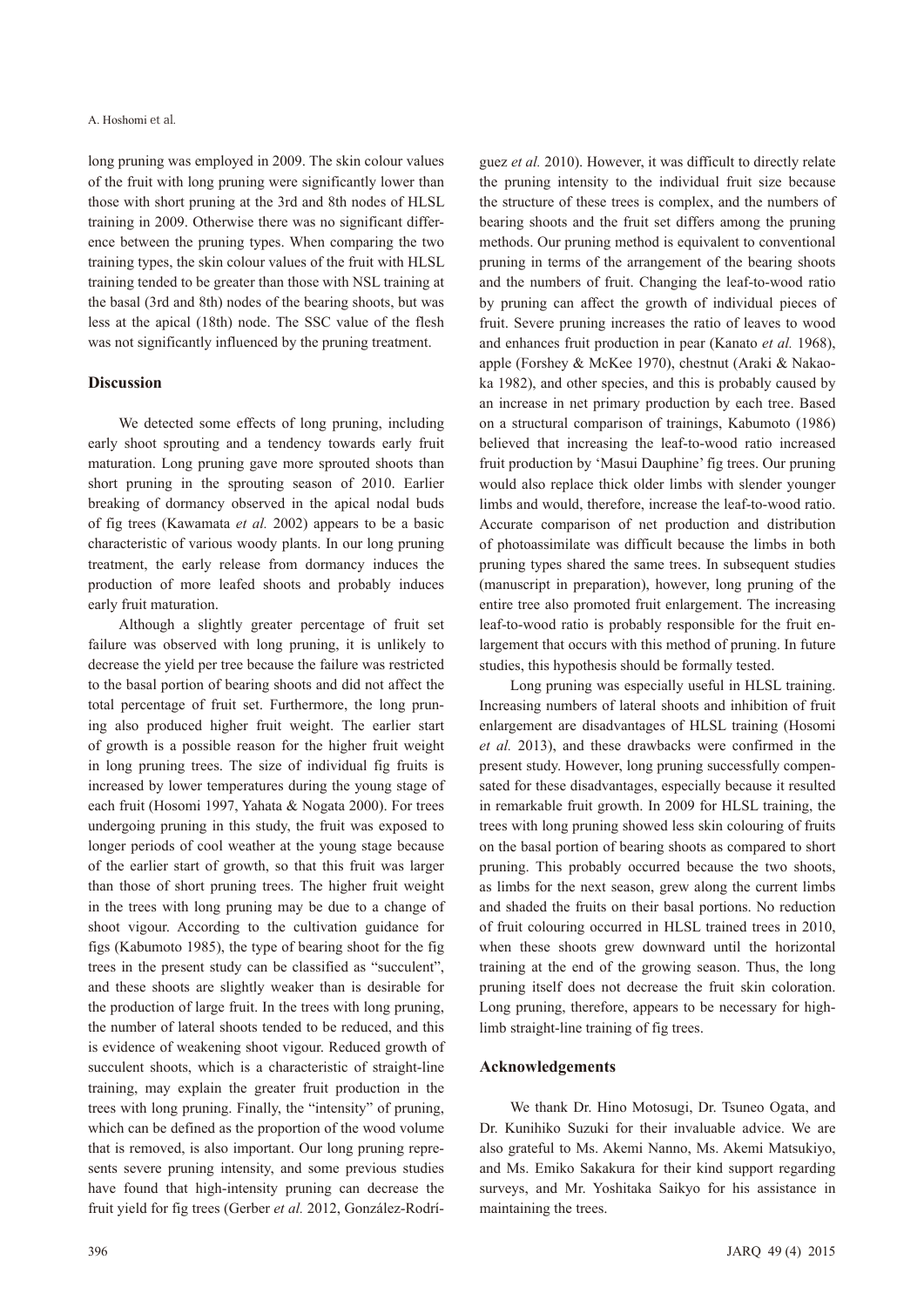long pruning was employed in 2009. The skin colour values of the fruit with long pruning were significantly lower than those with short pruning at the 3rd and 8th nodes of HLSL training in 2009. Otherwise there was no significant difference between the pruning types. When comparing the two training types, the skin colour values of the fruit with HLSL training tended to be greater than those with NSL training at the basal (3rd and 8th) nodes of the bearing shoots, but was less at the apical (18th) node. The SSC value of the flesh was not significantly influenced by the pruning treatment.

## Discussion

We detected some effects of long pruning, including early shoot sprouting and a tendency towards early fruit maturation. Long pruning gave more sprouted shoots than short pruning in the sprouting season of 2010. Earlier breaking of dormancy observed in the apical nodal buds of fig trees (Kawamata *et al.* 2002) appears to be a basic characteristic of various woody plants. In our long pruning treatment, the early release from dormancy induces the production of more leafed shoots and probably induces early fruit maturation.

Although a slightly greater percentage of fruit set failure was observed with long pruning, it is unlikely to decrease the yield per tree because the failure was restricted to the basal portion of bearing shoots and did not affect the total percentage of fruit set. Furthermore, the long pruning also produced higher fruit weight. The earlier start of growth is a possible reason for the higher fruit weight in long pruning trees. The size of individual fig fruits is increased by lower temperatures during the young stage of each fruit (Hosomi 1997, Yahata & Nogata 2000). For trees undergoing pruning in this study, the fruit was exposed to longer periods of cool weather at the young stage because of the earlier start of growth, so that this fruit was larger than those of short pruning trees. The higher fruit weight in the trees with long pruning may be due to a change of shoot vigour. According to the cultivation guidance for figs (Kabumoto 1985), the type of bearing shoot for the fig trees in the present study can be classified as "succulent", and these shoots are slightly weaker than is desirable for the production of large fruit. In the trees with long pruning, the number of lateral shoots tended to be reduced, and this is evidence of weakening shoot vigour. Reduced growth of succulent shoots, which is a characteristic of straight-line training, may explain the greater fruit production in the trees with long pruning. Finally, the "intensity" of pruning, which can be defined as the proportion of the wood volume that is removed, is also important. Our long pruning represents severe pruning intensity, and some previous studies have found that high-intensity pruning can decrease the fruit yield for fig trees (Gerber *et al.* 2012, González-Rodríguez *et al.* 2010). However, it was difficult to directly relate the pruning intensity to the individual fruit size because the structure of these trees is complex, and the numbers of bearing shoots and the fruit set differs among the pruning methods. Our pruning method is equivalent to conventional pruning in terms of the arrangement of the bearing shoots and the numbers of fruit. Changing the leaf-to-wood ratio by pruning can affect the growth of individual pieces of fruit. Severe pruning increases the ratio of leaves to wood and enhances fruit production in pear (Kanato *et al.* 1968), apple (Forshey & McKee 1970), chestnut (Araki & Nakaoka 1982), and other species, and this is probably caused by an increase in net primary production by each tree. Based on a structural comparison of trainings, Kabumoto (1986) believed that increasing the leaf-to-wood ratio increased fruit production by 'Masui Dauphine' fig trees. Our pruning would also replace thick older limbs with slender younger limbs and would, therefore, increase the leaf-to-wood ratio. Accurate comparison of net production and distribution of photoassimilate was difficult because the limbs in both pruning types shared the same trees. In subsequent studies (manuscript in preparation), however, long pruning of the entire tree also promoted fruit enlargement. The increasing leaf-to-wood ratio is probably responsible for the fruit enlargement that occurs with this method of pruning. In future studies, this hypothesis should be formally tested.

Long pruning was especially useful in HLSL training. Increasing numbers of lateral shoots and inhibition of fruit enlargement are disadvantages of HLSL training (Hosomi *et al.* 2013), and these drawbacks were confirmed in the present study. However, long pruning successfully compensated for these disadvantages, especially because it resulted in remarkable fruit growth. In 2009 for HLSL training, the trees with long pruning showed less skin colouring of fruits on the basal portion of bearing shoots as compared to short pruning. This probably occurred because the two shoots, as limbs for the next season, grew along the current limbs and shaded the fruits on their basal portions. No reduction of fruit colouring occurred in HLSL trained trees in 2010, when these shoots grew downward until the horizontal training at the end of the growing season. Thus, the long pruning itself does not decrease the fruit skin coloration. Long pruning, therefore, appears to be necessary for high-limb straight-line training of fig trees.

## Acknowledgements

We thank Dr. Hino Motosugi, Dr. Tsuneo Ogata, and Dr. Kunihiko Suzuki for their invaluable advice. We are also grateful to Ms. Akemi Nanno, Ms. Akemi Matsukiyo, and Ms. Emiko Sakakura for their kind support regarding surveys, and Mr. Yoshitaka Saikyo for his assistance in maintaining the trees.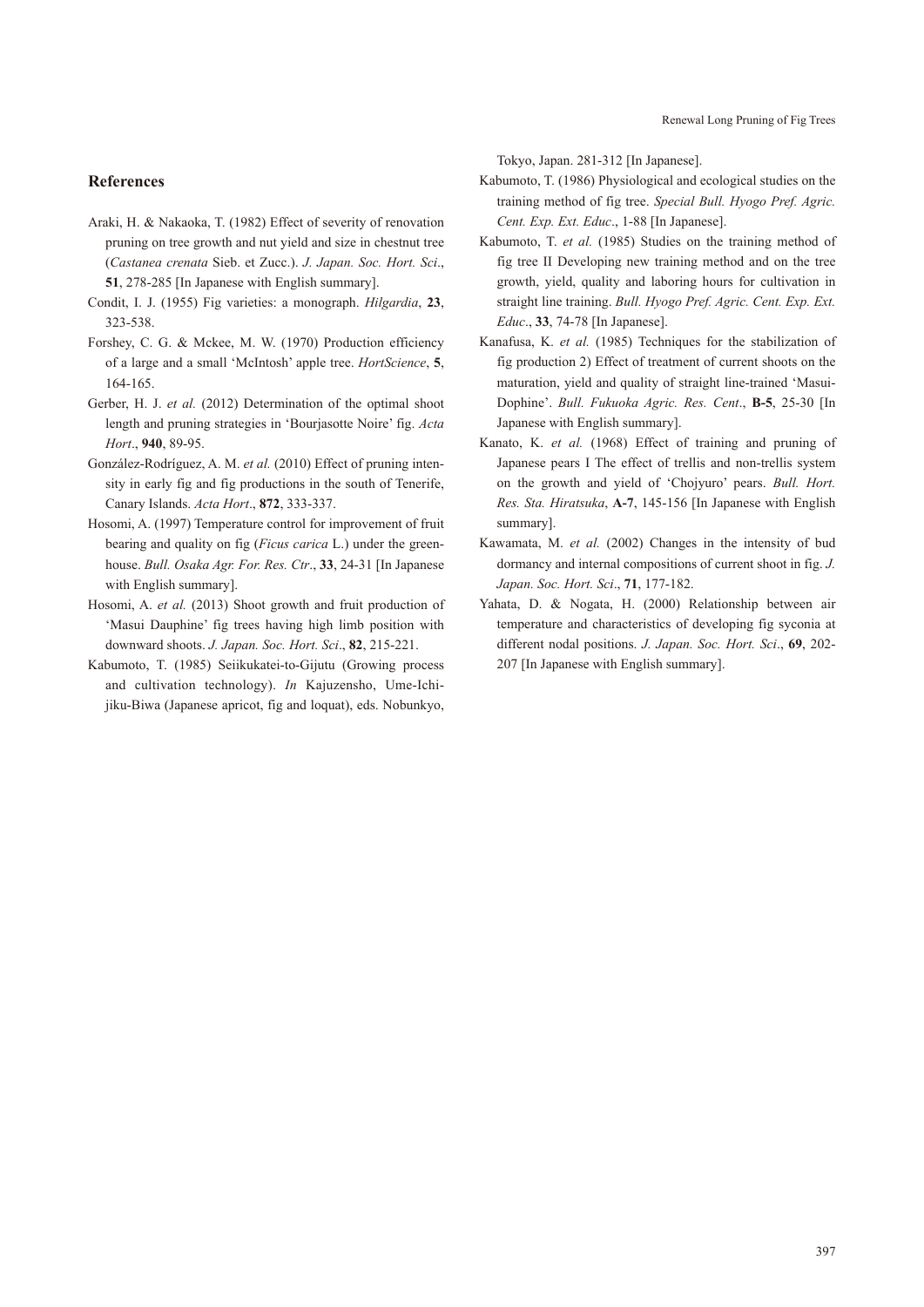## References

Araki, H. & Nakaoka, T. (1982) Effect of severity of renovation pruning on tree growth and nut yield and size in chestnut tree (*Castanea crenata* Sieb. et Zucc.). *J. Japan. Soc. Hort. Sci*., **51**, 278-285 [In Japanese with English summary].

Condit, I. J. (1955) Fig varieties: a monograph. *Hilgardia*, **23**, 323-538.

Forshey, C. G. & Mckee, M. W. (1970) Production efficiency of a large and a small 'McIntosh' apple tree. *HortScience*, **5**, 164-165.

Gerber, H. J. *et al.* (2012) Determination of the optimal shoot length and pruning strategies in 'Bourjasotte Noire' fig. *Acta Hort*., **940**, 89-95.

González-Rodríguez, A. M. *et al.* (2010) Effect of pruning intensity in early fig and fig productions in the south of Tenerife, Canary Islands. *Acta Hort*., **872**, 333-337.

Hosomi, A. (1997) Temperature control for improvement of fruit bearing and quality on fig (*Ficus carica* L.) under the greenhouse. *Bull. Osaka Agr. For. Res. Ctr*., **33**, 24-31 [In Japanese with English summary].

Hosomi, A. *et al.* (2013) Shoot growth and fruit production of 'Masui Dauphine' fig trees having high limb position with downward shoots. *J. Japan. Soc. Hort. Sci*., **82**, 215-221.

Kabumoto, T. (1985) Seiikukatei-to-Gijutu (Growing process and cultivation technology). *In* Kajuzensho, Ume-Ichijiku-Biwa (Japanese apricot, fig and loquat), eds. Nobunkyo, Tokyo, Japan. 281-312 [In Japanese].

Kabumoto, T. (1986) Physiological and ecological studies on the training method of fig tree. *Special Bull. Hyogo Pref. Agric. Cent. Exp. Ext. Educ*., 1-88 [In Japanese].

Kabumoto, T. *et al.* (1985) Studies on the training method of fig tree II Developing new training method and on the tree growth, yield, quality and laboring hours for cultivation in straight line training. *Bull. Hyogo Pref. Agric. Cent. Exp. Ext. Educ*., **33**, 74-78 [In Japanese].

Kanafusa, K. *et al.* (1985) Techniques for the stabilization of fig production 2) Effect of treatment of current shoots on the maturation, yield and quality of straight line-trained 'Masui-Dophine'. *Bull. Fukuoka Agric. Res. Cent*., **B-5**, 25-30 [In Japanese with English summary].

Kanato, K. *et al.* (1968) Effect of training and pruning of Japanese pears I The effect of trellis and non-trellis system on the growth and yield of 'Chojyuro' pears. *Bull. Hort. Res. Sta. Hiratsuka*, **A-7**, 145-156 [In Japanese with English summary].

Kawamata, M. *et al.* (2002) Changes in the intensity of bud dormancy and internal compositions of current shoot in fig. *J. Japan. Soc. Hort. Sci*., **71**, 177-182.

Yahata, D. & Nogata, H. (2000) Relationship between air temperature and characteristics of developing fig syconia at different nodal positions. *J. Japan. Soc. Hort. Sci*., **69**, 202-207 [In Japanese with English summary].